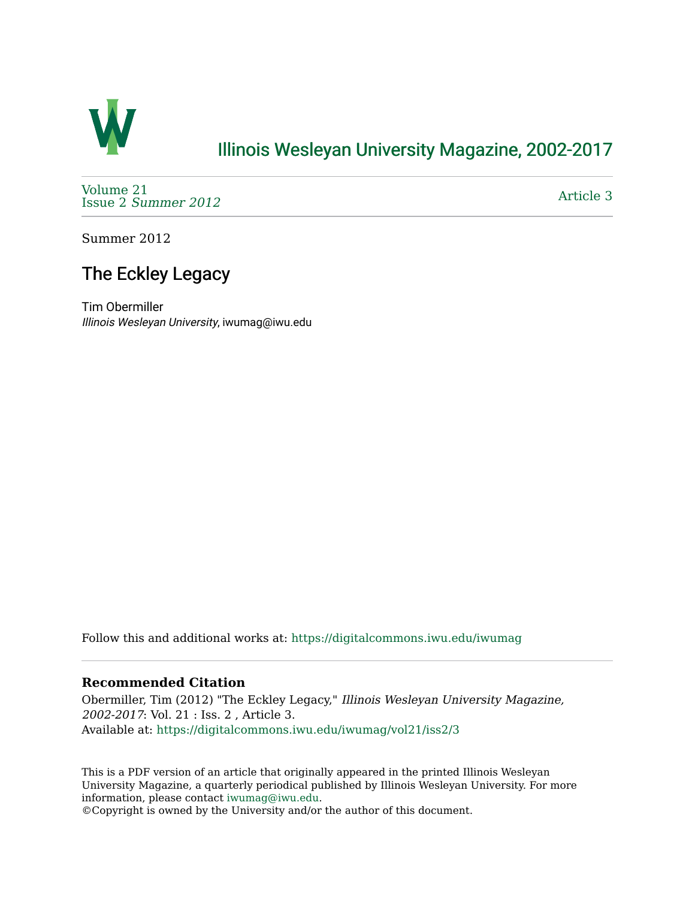# Illinois Wesleyan University Magazine, 2002-2017

Volume 21
Issue 2 *Summer 2012*

Article 3

Summer 2012

## The Eckley Legacy

Tim Obermiller
*Illinois Wesleyan University*, iwumag@iwu.edu

Follow this and additional works at: https://digitalcommons.iwu.edu/iwumag

### Recommended Citation

Obermiller, Tim (2012) "The Eckley Legacy," *Illinois Wesleyan University Magazine, 2002-2017*: Vol. 21 : Iss. 2 , Article 3.
Available at: https://digitalcommons.iwu.edu/iwumag/vol21/iss2/3

This is a PDF version of an article that originally appeared in the printed Illinois Wesleyan University Magazine, a quarterly periodical published by Illinois Wesleyan University. For more information, please contact iwumag@iwu.edu.
©Copyright is owned by the University and/or the author of this document.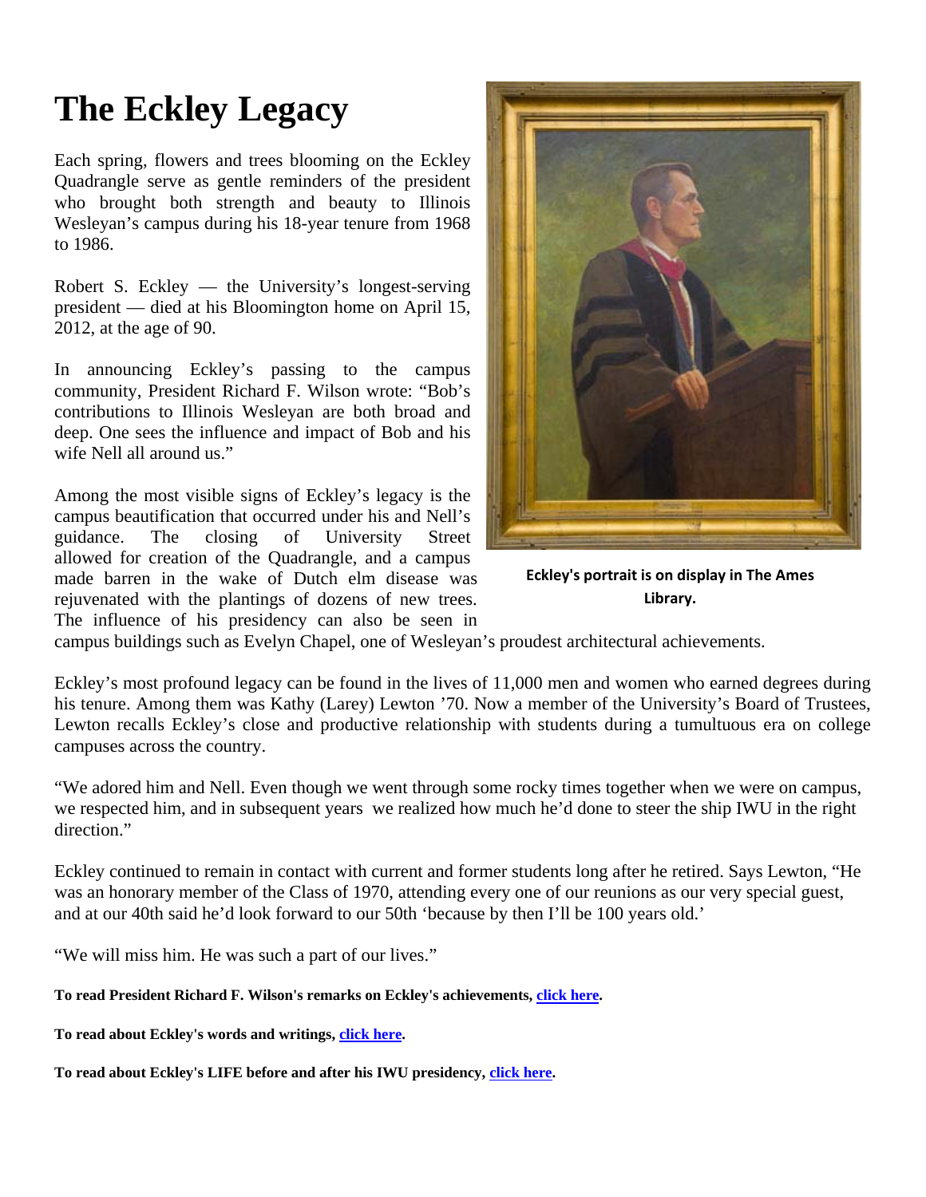# The Eckley Legacy

Each spring, flowers and trees blooming on the Eckley Quadrangle serve as gentle reminders of the president who brought both strength and beauty to Illinois Wesleyan's campus during his 18-year tenure from 1968 to 1986.

Robert S. Eckley — the University's longest-serving president — died at his Bloomington home on April 15, 2012, at the age of 90.

In announcing Eckley's passing to the campus community, President Richard F. Wilson wrote: "Bob's contributions to Illinois Wesleyan are both broad and deep. One sees the influence and impact of Bob and his wife Nell all around us."

Among the most visible signs of Eckley's legacy is the campus beautification that occurred under his and Nell's guidance. The closing of University Street allowed for creation of the Quadrangle, and a campus made barren in the wake of Dutch elm disease was rejuvenated with the plantings of dozens of new trees. The influence of his presidency can also be seen in campus buildings such as Evelyn Chapel, one of Wesleyan's proudest architectural achievements.

**Eckley's portrait is on display in The Ames Library.**

Eckley's most profound legacy can be found in the lives of 11,000 men and women who earned degrees during his tenure. Among them was Kathy (Larey) Lewton '70. Now a member of the University's Board of Trustees, Lewton recalls Eckley's close and productive relationship with students during a tumultuous era on college campuses across the country.

"We adored him and Nell. Even though we went through some rocky times together when we were on campus, we respected him, and in subsequent years we realized how much he'd done to steer the ship IWU in the right direction."

Eckley continued to remain in contact with current and former students long after he retired. Says Lewton, "He was an honorary member of the Class of 1970, attending every one of our reunions as our very special guest, and at our 40th said he'd look forward to our 50th 'because by then I'll be 100 years old.'

"We will miss him. He was such a part of our lives."

**To read President Richard F. Wilson's remarks on Eckley's achievements, click here.**

**To read about Eckley's words and writings, click here.**

**To read about Eckley's LIFE before and after his IWU presidency, click here.**